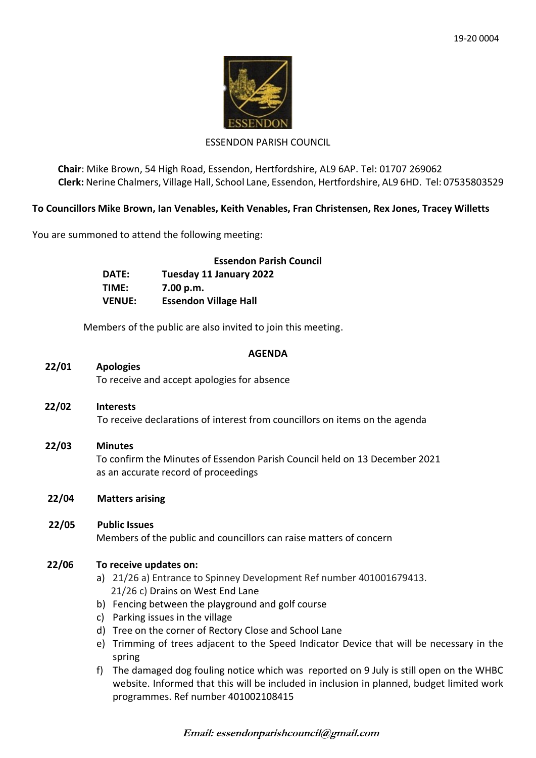19-20 0004

ESSENDON PARISH COUNCIL

**Chair**: Mike Brown, 54 High Road, Essendon, Hertfordshire, AL9 6AP. Tel: 01707 269062
**Clerk:** Nerine Chalmers, Village Hall, School Lane, Essendon, Hertfordshire, AL9 6HD. Tel: 07535803529

**To Councillors Mike Brown, Ian Venables, Keith Venables, Fran Christensen, Rex Jones, Tracey Willetts**

You are summoned to attend the following meeting:

**Essendon Parish Council**

| | |
|---|---|
| **DATE:** | **Tuesday 11 January 2022** |
| **TIME:** | **7.00 p.m.** |
| **VENUE:** | **Essendon Village Hall** |

Members of the public are also invited to join this meeting.

## AGENDA

**22/01 Apologies**
To receive and accept apologies for absence

**22/02 Interests**
To receive declarations of interest from councillors on items on the agenda

**22/03 Minutes**
To confirm the Minutes of Essendon Parish Council held on 13 December 2021 as an accurate record of proceedings

**22/04 Matters arising**

**22/05 Public Issues**
Members of the public and councillors can raise matters of concern

**22/06 To receive updates on:**

a) 21/26 a) Entrance to Spinney Development Ref number 401001679413.
 21/26 c) Drains on West End Lane
b) Fencing between the playground and golf course
c) Parking issues in the village
d) Tree on the corner of Rectory Close and School Lane
e) Trimming of trees adjacent to the Speed Indicator Device that will be necessary in the spring
f) The damaged dog fouling notice which was reported on 9 July is still open on the WHBC website. Informed that this will be included in inclusion in planned, budget limited work programmes. Ref number 401002108415

***Email: essendonparishcouncil@gmail.com***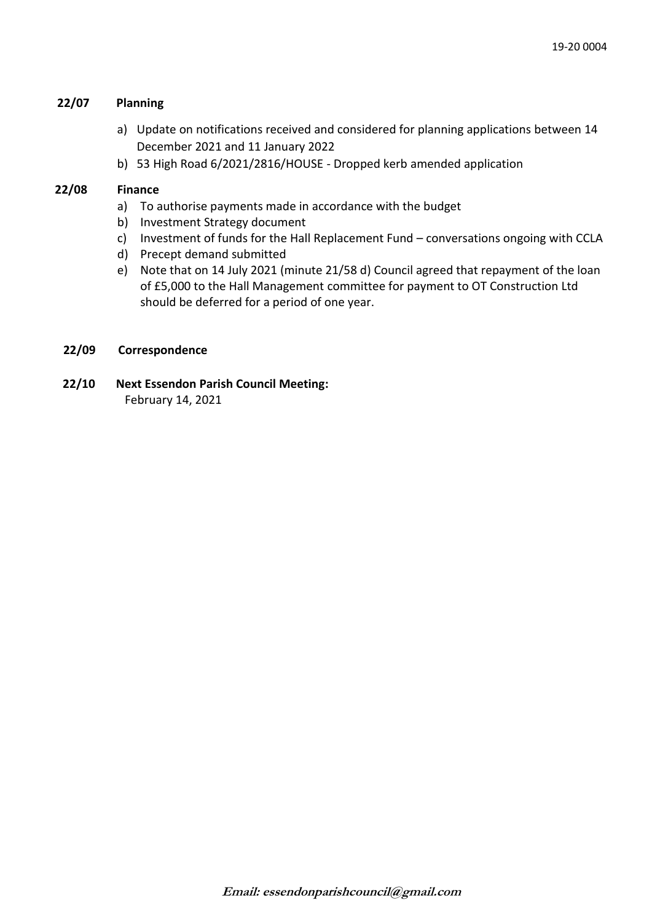**22/07 Planning**

a) Update on notifications received and considered for planning applications between 14 December 2021 and 11 January 2022
b) 53 High Road 6/2021/2816/HOUSE - Dropped kerb amended application

**22/08 Finance**

a) To authorise payments made in accordance with the budget
b) Investment Strategy document
c) Investment of funds for the Hall Replacement Fund – conversations ongoing with CCLA
d) Precept demand submitted
e) Note that on 14 July 2021 (minute 21/58 d) Council agreed that repayment of the loan of £5,000 to the Hall Management committee for payment to OT Construction Ltd should be deferred for a period of one year.

**22/09 Correspondence**

**22/10 Next Essendon Parish Council Meeting:**
February 14, 2021